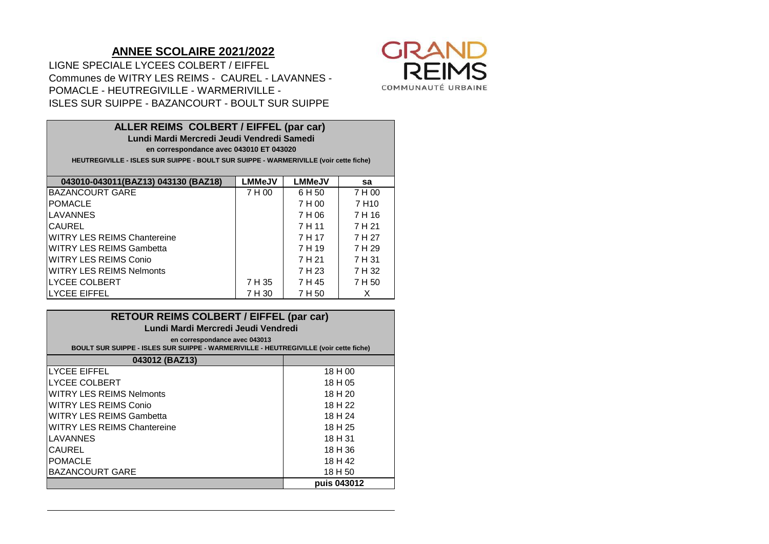## ANNEE SCOLAIRE 2021/2022

LIGNE SPECIALE LYCEES COLBERT / EIFFEL
Communes de WITRY LES REIMS - CAUREL - LAVANNES - POMACLE - HEUTREGIVILLE - WARMERIVILLE - ISLES SUR SUIPPE - BAZANCOURT - BOULT SUR SUIPPE

GRAND REIMS
COMMUNAUTÉ URBAINE

### ALLER REIMS COLBERT / EIFFEL (par car)

**Lundi Mardi Mercredi Jeudi Vendredi Samedi**

**en correspondance avec 043010 ET 043020**

**HEUTREGIVILLE - ISLES SUR SUIPPE - BOULT SUR SUIPPE - WARMERIVILLE (voir cette fiche)**

| 043010-043011(BAZ13) 043130 (BAZ18) | LMMeJV | LMMeJV | sa |
|---|---|---|---|
| BAZANCOURT GARE | 7 H 00 | 6 H 50 | 7 H 00 |
| POMACLE | | 7 H 00 | 7 H10 |
| LAVANNES | | 7 H 06 | 7 H 16 |
| CAUREL | | 7 H 11 | 7 H 21 |
| WITRY LES REIMS Chantereine | | 7 H 17 | 7 H 27 |
| WITRY LES REIMS Gambetta | | 7 H 19 | 7 H 29 |
| WITRY LES REIMS Conio | | 7 H 21 | 7 H 31 |
| WITRY LES REIMS Nelmonts | | 7 H 23 | 7 H 32 |
| LYCEE COLBERT | 7 H 35 | 7 H 45 | 7 H 50 |
| LYCEE EIFFEL | 7 H 30 | 7 H 50 | X |

### RETOUR REIMS COLBERT / EIFFEL (par car)

**Lundi Mardi Mercredi Jeudi Vendredi**

**en correspondance avec 043013**

**BOULT SUR SUIPPE - ISLES SUR SUIPPE - WARMERIVILLE - HEUTREGIVILLE (voir cette fiche)**

| 043012 (BAZ13) | |
|---|---|
| LYCEE EIFFEL | 18 H 00 |
| LYCEE COLBERT | 18 H 05 |
| WITRY LES REIMS Nelmonts | 18 H 20 |
| WITRY LES REIMS Conio | 18 H 22 |
| WITRY LES REIMS Gambetta | 18 H 24 |
| WITRY LES REIMS Chantereine | 18 H 25 |
| LAVANNES | 18 H 31 |
| CAUREL | 18 H 36 |
| POMACLE | 18 H 42 |
| BAZANCOURT GARE | 18 H 50 |
| | **puis 043012** |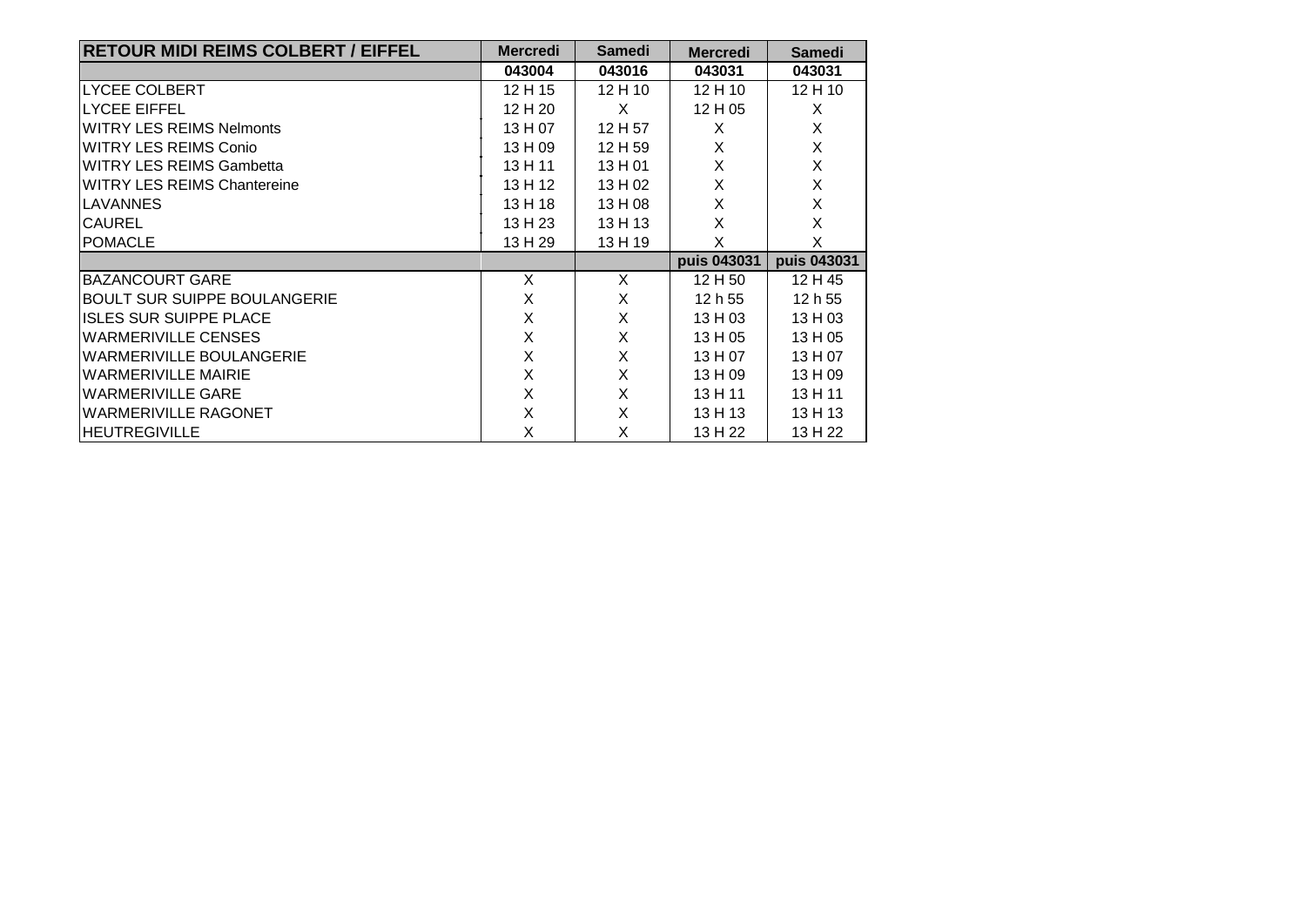| RETOUR MIDI REIMS COLBERT / EIFFEL | Mercredi | Samedi | Mercredi | Samedi |
|---|---|---|---|---|
| | 043004 | 043016 | 043031 | 043031 |
| LYCEE COLBERT | 12 H 15 | 12 H 10 | 12 H 10 | 12 H 10 |
| LYCEE EIFFEL | 12 H 20 | X | 12 H 05 | X |
| WITRY LES REIMS Nelmonts | 13 H 07 | 12 H 57 | X | X |
| WITRY LES REIMS Conio | 13 H 09 | 12 H 59 | X | X |
| WITRY LES REIMS Gambetta | 13 H 11 | 13 H 01 | X | X |
| WITRY LES REIMS Chantereine | 13 H 12 | 13 H 02 | X | X |
| LAVANNES | 13 H 18 | 13 H 08 | X | X |
| CAUREL | 13 H 23 | 13 H 13 | X | X |
| POMACLE | 13 H 29 | 13 H 19 | X | X |
| | | | puis 043031 | puis 043031 |
| BAZANCOURT GARE | X | X | 12 H 50 | 12 H 45 |
| BOULT SUR SUIPPE BOULANGERIE | X | X | 12 h 55 | 12 h 55 |
| ISLES SUR SUIPPE PLACE | X | X | 13 H 03 | 13 H 03 |
| WARMERIVILLE CENSES | X | X | 13 H 05 | 13 H 05 |
| WARMERIVILLE BOULANGERIE | X | X | 13 H 07 | 13 H 07 |
| WARMERIVILLE MAIRIE | X | X | 13 H 09 | 13 H 09 |
| WARMERIVILLE GARE | X | X | 13 H 11 | 13 H 11 |
| WARMERIVILLE RAGONET | X | X | 13 H 13 | 13 H 13 |
| HEUTREGIVILLE | X | X | 13 H 22 | 13 H 22 |